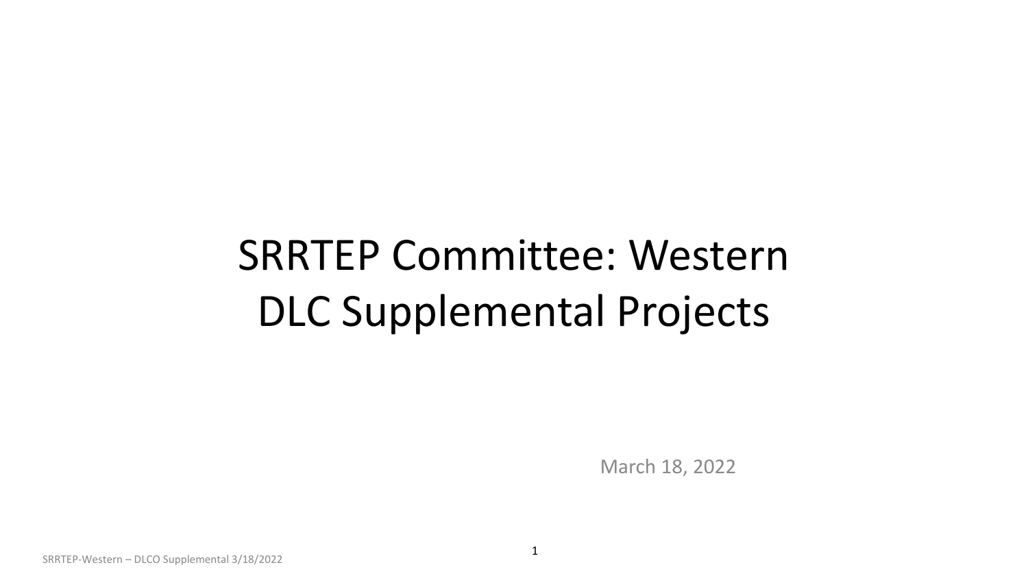# SRRTEP Committee: Western DLC Supplemental Projects

March 18, 2022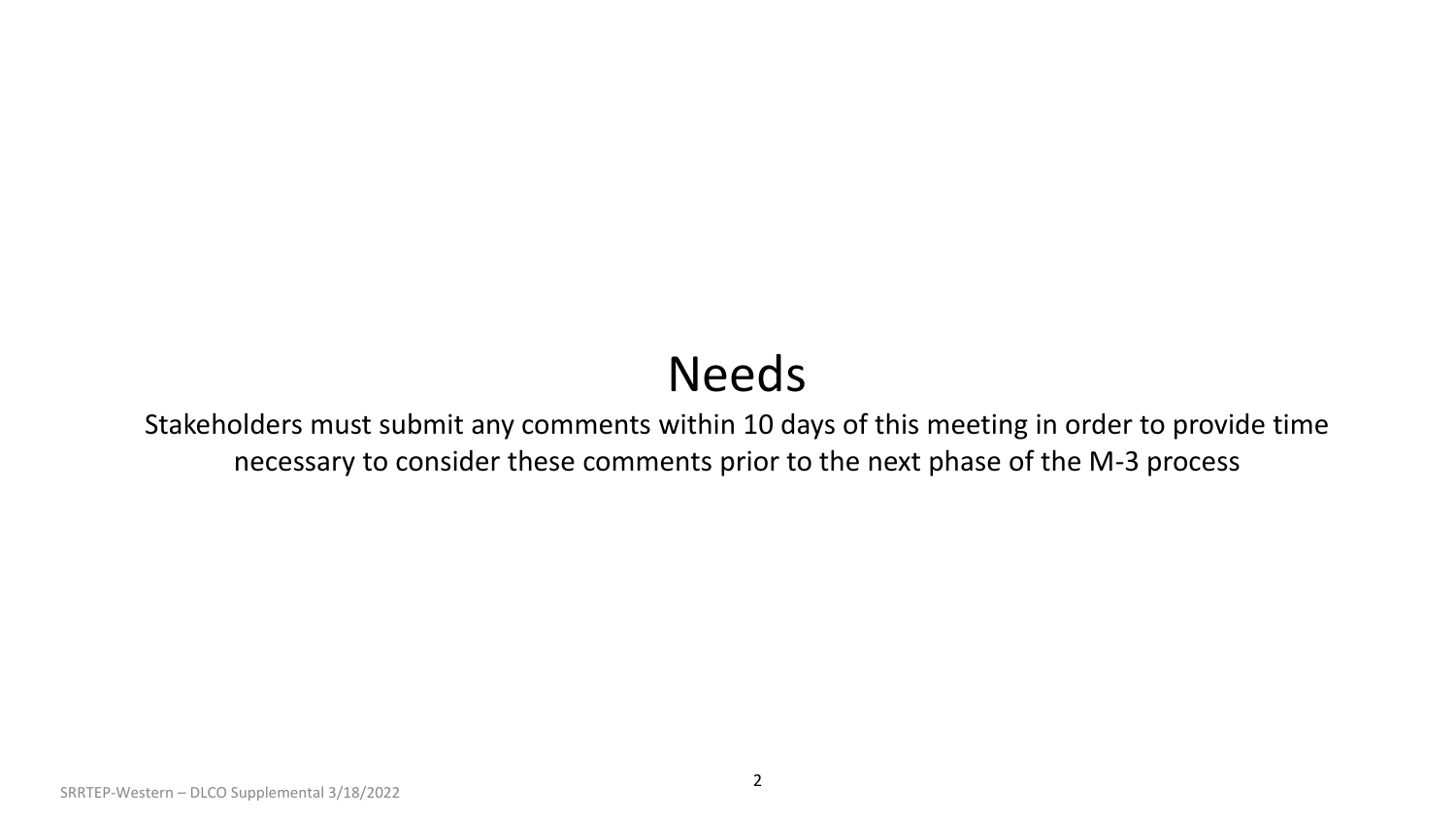# Needs

Stakeholders must submit any comments within 10 days of this meeting in order to provide time necessary to consider these comments prior to the next phase of the M-3 process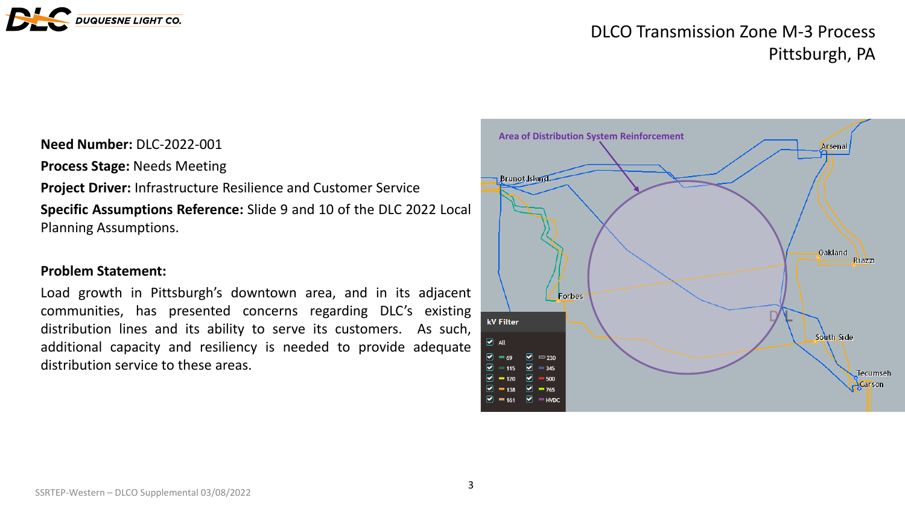# DLCO Transmission Zone M-3 Process
Pittsburgh, PA

**Need Number:** DLC-2022-001

**Process Stage:** Needs Meeting

**Project Driver:** Infrastructure Resilience and Customer Service

**Specific Assumptions Reference:** Slide 9 and 10 of the DLC 2022 Local Planning Assumptions.

**Problem Statement:**

Load growth in Pittsburgh's downtown area, and in its adjacent communities, has presented concerns regarding DLC's existing distribution lines and its ability to serve its customers. As such, additional capacity and resiliency is needed to provide adequate distribution service to these areas.

SSRTEP-Western – DLCO Supplemental 03/08/2022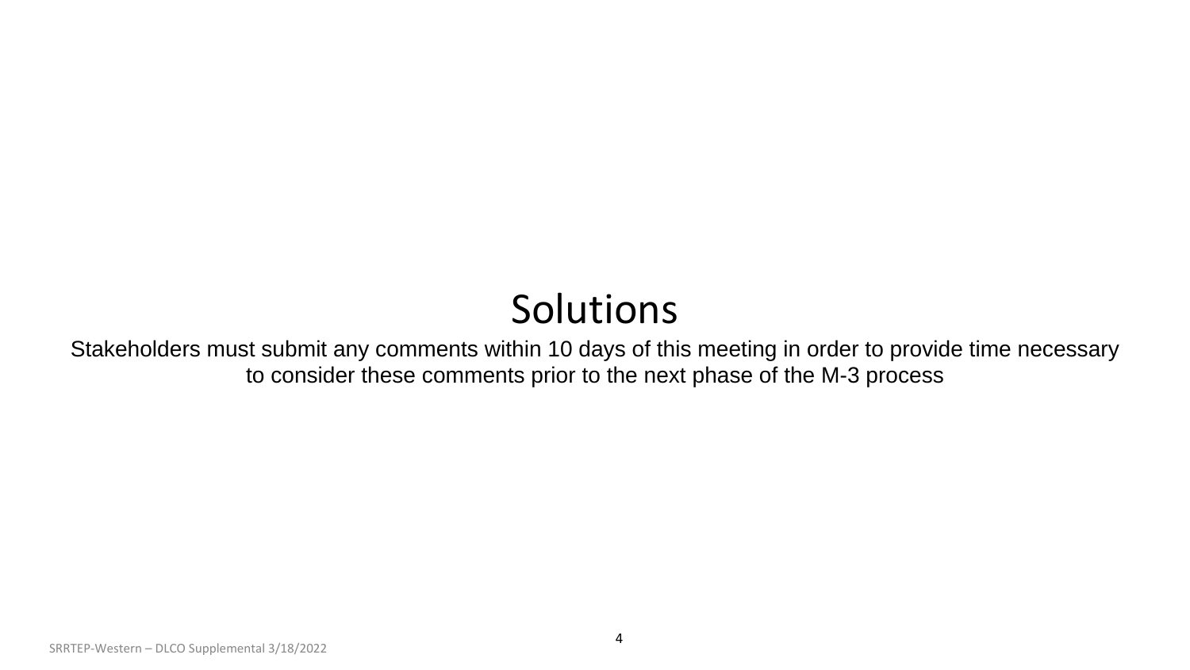# Solutions

Stakeholders must submit any comments within 10 days of this meeting in order to provide time necessary to consider these comments prior to the next phase of the M-3 process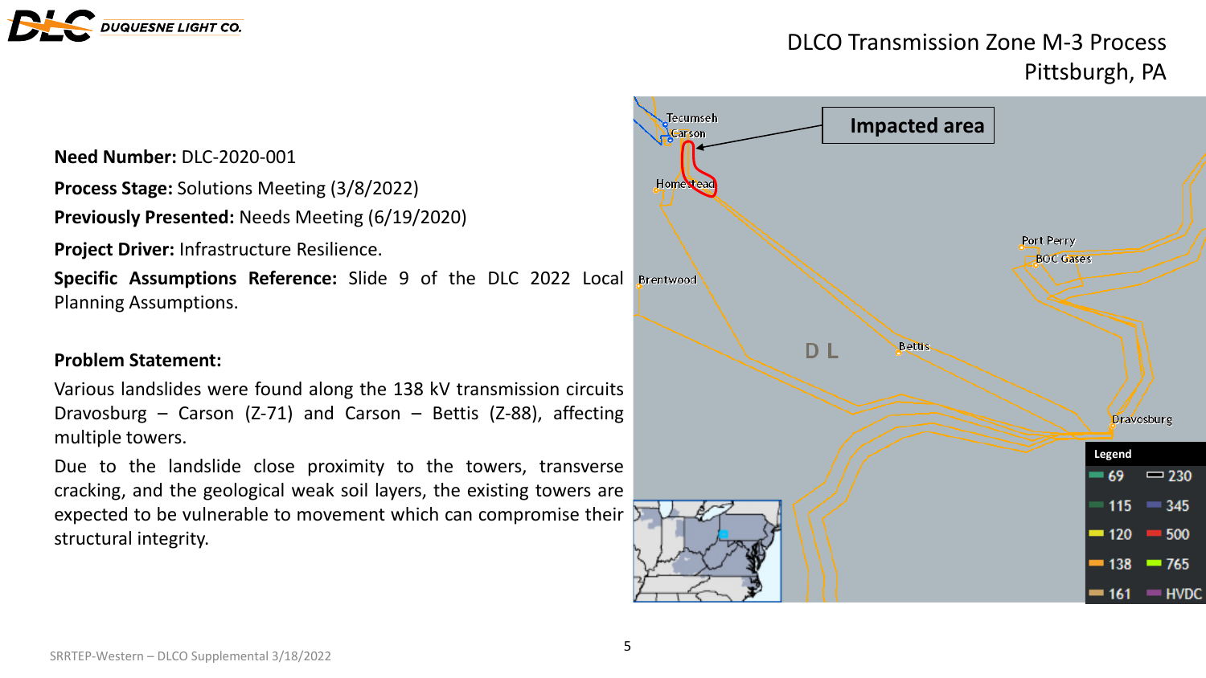# DLCO Transmission Zone M-3 Process
## Pittsburgh, PA

**Need Number:** DLC-2020-001

**Process Stage:** Solutions Meeting (3/8/2022)

**Previously Presented:** Needs Meeting (6/19/2020)

**Project Driver:** Infrastructure Resilience.

**Specific Assumptions Reference:** Slide 9 of the DLC 2022 Local Planning Assumptions.

**Problem Statement:**

Various landslides were found along the 138 kV transmission circuits Dravosburg – Carson (Z-71) and Carson – Bettis (Z-88), affecting multiple towers.

Due to the landslide close proximity to the towers, transverse cracking, and the geological weak soil layers, the existing towers are expected to be vulnerable to movement which can compromise their structural integrity.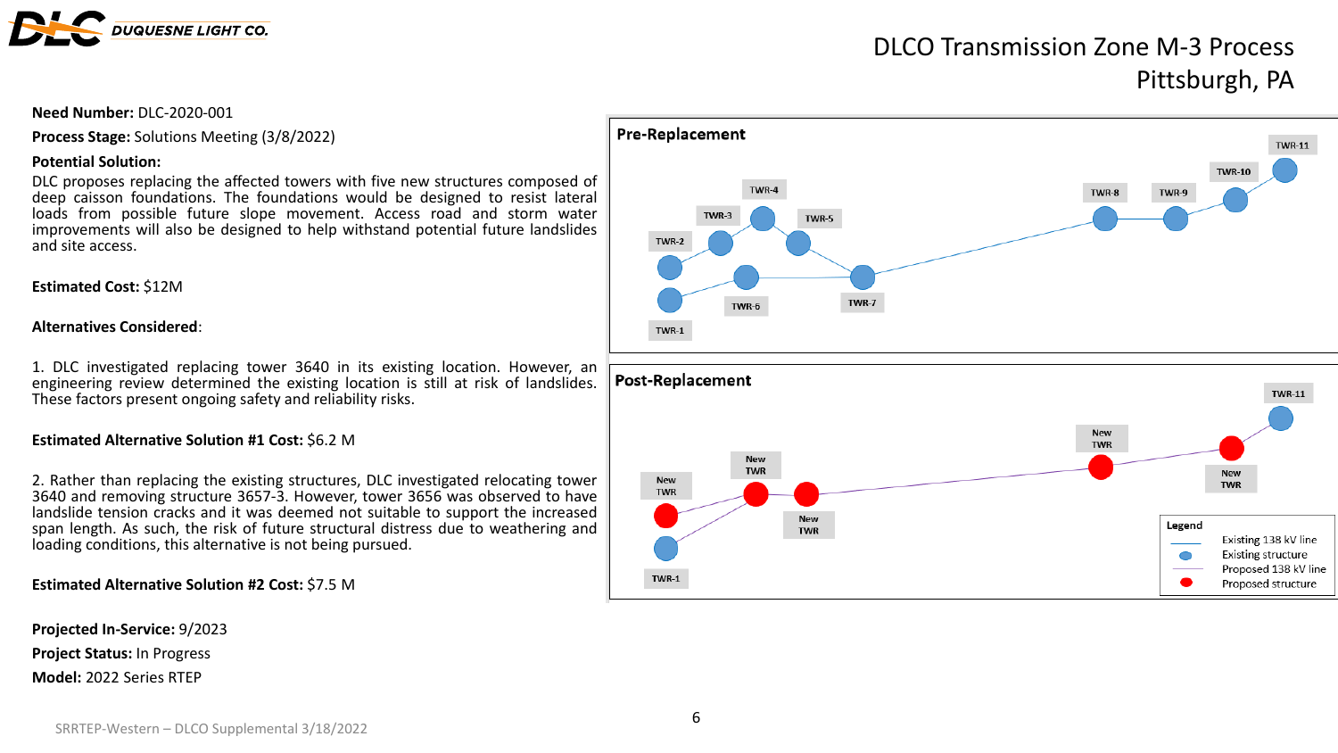# DLCO Transmission Zone M-3 Process
# Pittsburgh, PA

**Need Number:** DLC-2020-001

**Process Stage:** Solutions Meeting (3/8/2022)

**Potential Solution:**

DLC proposes replacing the affected towers with five new structures composed of deep caisson foundations. The foundations would be designed to resist lateral loads from possible future slope movement. Access road and storm water improvements will also be designed to help withstand potential future landslides and site access.

**Estimated Cost:** $12M

**Alternatives Considered**:

1. DLC investigated replacing tower 3640 in its existing location. However, an engineering review determined the existing location is still at risk of landslides. These factors present ongoing safety and reliability risks.

**Estimated Alternative Solution #1 Cost:** $6.2 M

2. Rather than replacing the existing structures, DLC investigated relocating tower 3640 and removing structure 3657-3. However, tower 3656 was observed to have landslide tension cracks and it was deemed not suitable to support the increased span length. As such, the risk of future structural distress due to weathering and loading conditions, this alternative is not being pursued.

**Estimated Alternative Solution #2 Cost:** $7.5 M

**Projected In-Service:** 9/2023

**Project Status:** In Progress

**Model:** 2022 Series RTEP

**Pre-Replacement**

TWR-1, TWR-2, TWR-3, TWR-4, TWR-5, TWR-6, TWR-7, TWR-8, TWR-9, TWR-10, TWR-11

**Post-Replacement**

TWR-1, New TWR, New TWR, New TWR, New TWR, New TWR, TWR-11

Legend
- Existing 138 kV line
- Existing structure
- Proposed 138 kV line
- Proposed structure

SRRTEP-Western – DLCO Supplemental 3/18/2022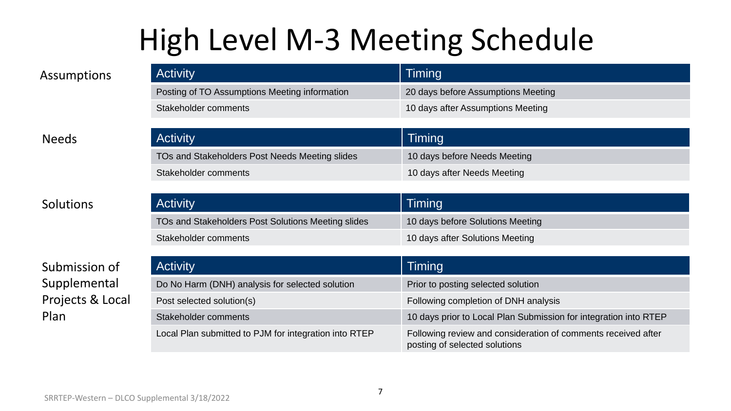# High Level M-3 Meeting Schedule

## Assumptions

| Activity | Timing |
|---|---|
| Posting of TO Assumptions Meeting information | 20 days before Assumptions Meeting |
| Stakeholder comments | 10 days after Assumptions Meeting |

## Needs

| Activity | Timing |
|---|---|
| TOs and Stakeholders Post Needs Meeting slides | 10 days before Needs Meeting |
| Stakeholder comments | 10 days after Needs Meeting |

## Solutions

| Activity | Timing |
|---|---|
| TOs and Stakeholders Post Solutions Meeting slides | 10 days before Solutions Meeting |
| Stakeholder comments | 10 days after Solutions Meeting |

## Submission of Supplemental Projects & Local Plan

| Activity | Timing |
|---|---|
| Do No Harm (DNH) analysis for selected solution | Prior to posting selected solution |
| Post selected solution(s) | Following completion of DNH analysis |
| Stakeholder comments | 10 days prior to Local Plan Submission for integration into RTEP |
| Local Plan submitted to PJM for integration into RTEP | Following review and consideration of comments received after posting of selected solutions |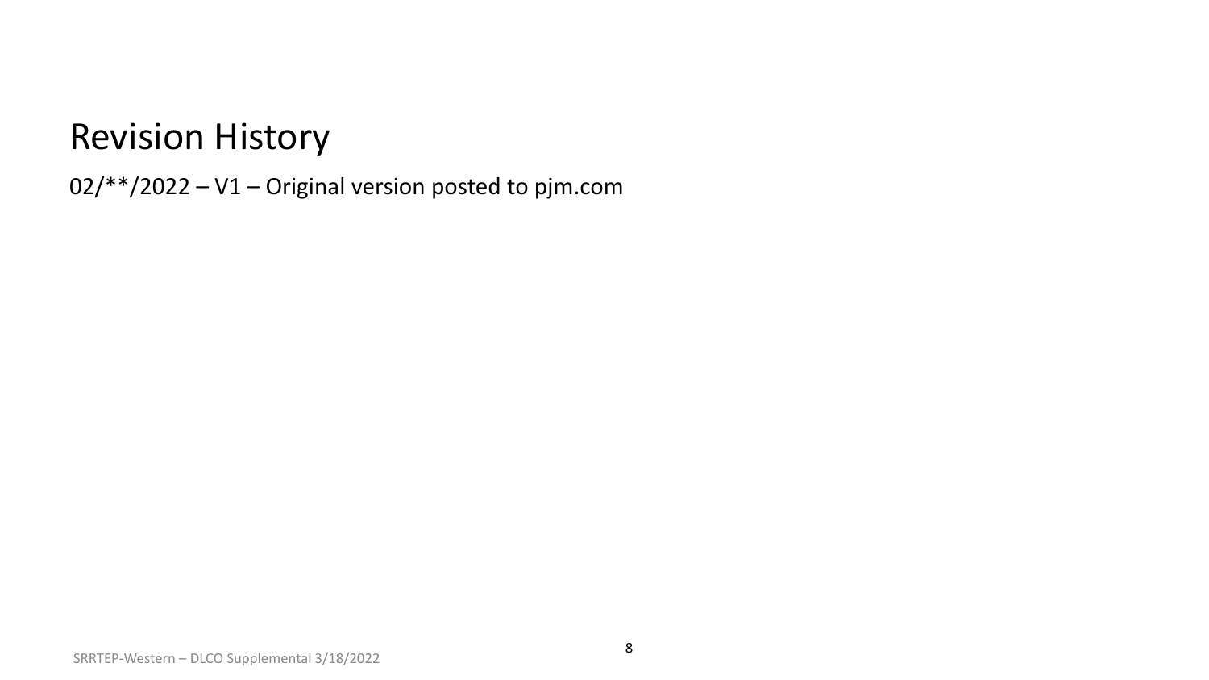# Revision History

02/**/2022 – V1 – Original version posted to pjm.com